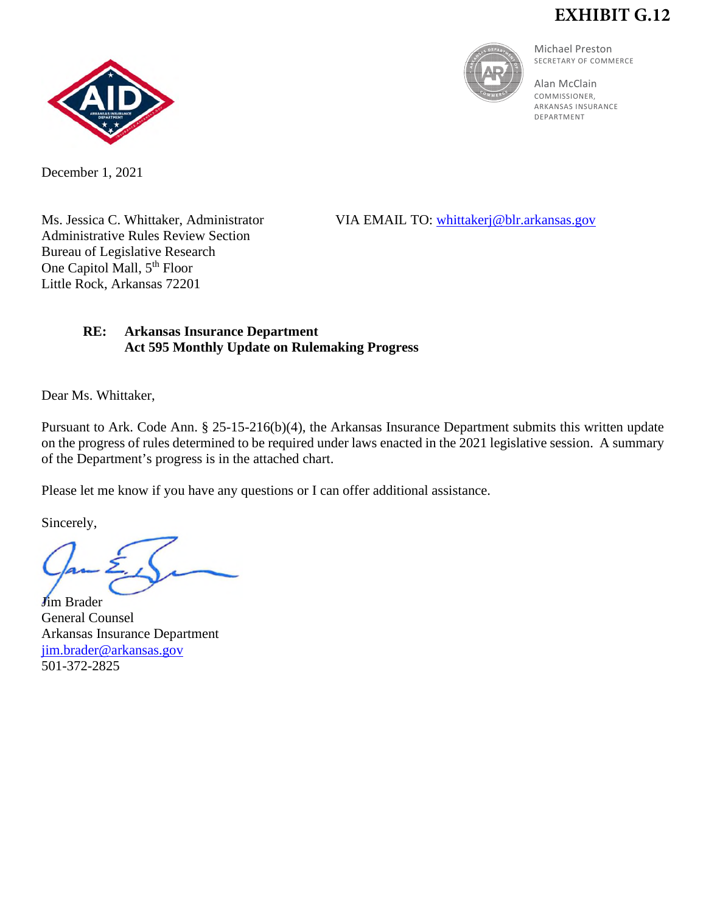**EXHIBIT G.12**

Michael Preston
SECRETARY OF COMMERCE

Alan McClain
COMMISSIONER,
ARKANSAS INSURANCE DEPARTMENT

December 1, 2021

Ms. Jessica C. Whittaker, Administrator
Administrative Rules Review Section
Bureau of Legislative Research
One Capitol Mall, 5th Floor
Little Rock, Arkansas 72201

VIA EMAIL TO: whittakerj@blr.arkansas.gov

**RE: Arkansas Insurance Department**
**Act 595 Monthly Update on Rulemaking Progress**

Dear Ms. Whittaker,

Pursuant to Ark. Code Ann. § 25-15-216(b)(4), the Arkansas Insurance Department submits this written update on the progress of rules determined to be required under laws enacted in the 2021 legislative session. A summary of the Department's progress is in the attached chart.

Please let me know if you have any questions or I can offer additional assistance.

Sincerely,

Jim Brader
General Counsel
Arkansas Insurance Department
jim.brader@arkansas.gov
501-372-2825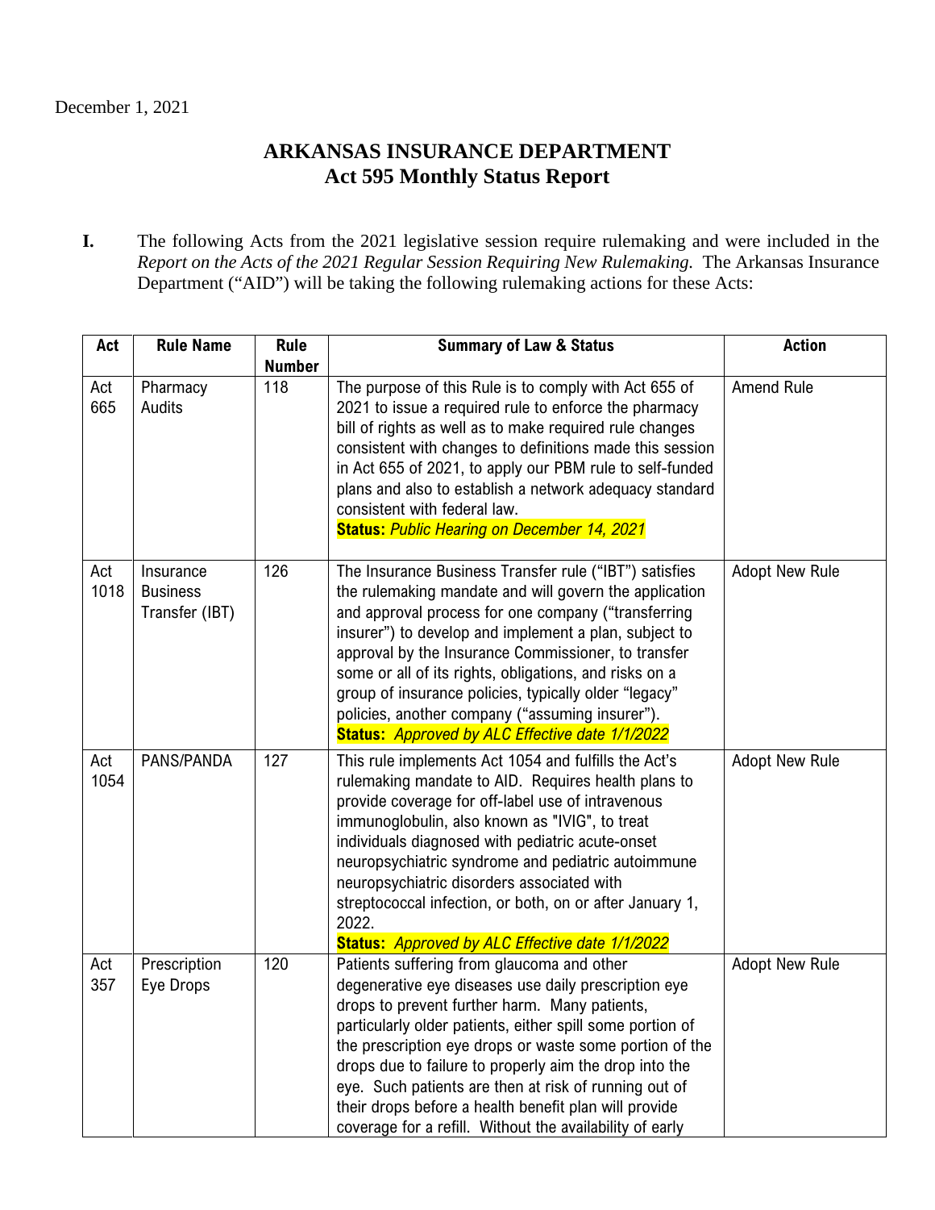December 1, 2021

# ARKANSAS INSURANCE DEPARTMENT
## Act 595 Monthly Status Report

**I.** The following Acts from the 2021 legislative session require rulemaking and were included in the *Report on the Acts of the 2021 Regular Session Requiring New Rulemaking.* The Arkansas Insurance Department ("AID") will be taking the following rulemaking actions for these Acts:

| Act | Rule Name | Rule Number | Summary of Law & Status | Action |
|---|---|---|---|---|
| Act 665 | Pharmacy Audits | 118 | The purpose of this Rule is to comply with Act 655 of 2021 to issue a required rule to enforce the pharmacy bill of rights as well as to make required rule changes consistent with changes to definitions made this session in Act 655 of 2021, to apply our PBM rule to self-funded plans and also to establish a network adequacy standard consistent with federal law. **Status:** *Public Hearing on December 14, 2021* | Amend Rule |
| Act 1018 | Insurance Business Transfer (IBT) | 126 | The Insurance Business Transfer rule ("IBT") satisfies the rulemaking mandate and will govern the application and approval process for one company ("transferring insurer") to develop and implement a plan, subject to approval by the Insurance Commissioner, to transfer some or all of its rights, obligations, and risks on a group of insurance policies, typically older "legacy" policies, another company ("assuming insurer"). **Status:** *Approved by ALC Effective date 1/1/2022* | Adopt New Rule |
| Act 1054 | PANS/PANDA | 127 | This rule implements Act 1054 and fulfills the Act's rulemaking mandate to AID. Requires health plans to provide coverage for off-label use of intravenous immunoglobulin, also known as "IVIG", to treat individuals diagnosed with pediatric acute-onset neuropsychiatric syndrome and pediatric autoimmune neuropsychiatric disorders associated with streptococcal infection, or both, on or after January 1, 2022. **Status:** *Approved by ALC Effective date 1/1/2022* | Adopt New Rule |
| Act 357 | Prescription Eye Drops | 120 | Patients suffering from glaucoma and other degenerative eye diseases use daily prescription eye drops to prevent further harm. Many patients, particularly older patients, either spill some portion of the prescription eye drops or waste some portion of the drops due to failure to properly aim the drop into the eye. Such patients are then at risk of running out of their drops before a health benefit plan will provide coverage for a refill. Without the availability of early | Adopt New Rule |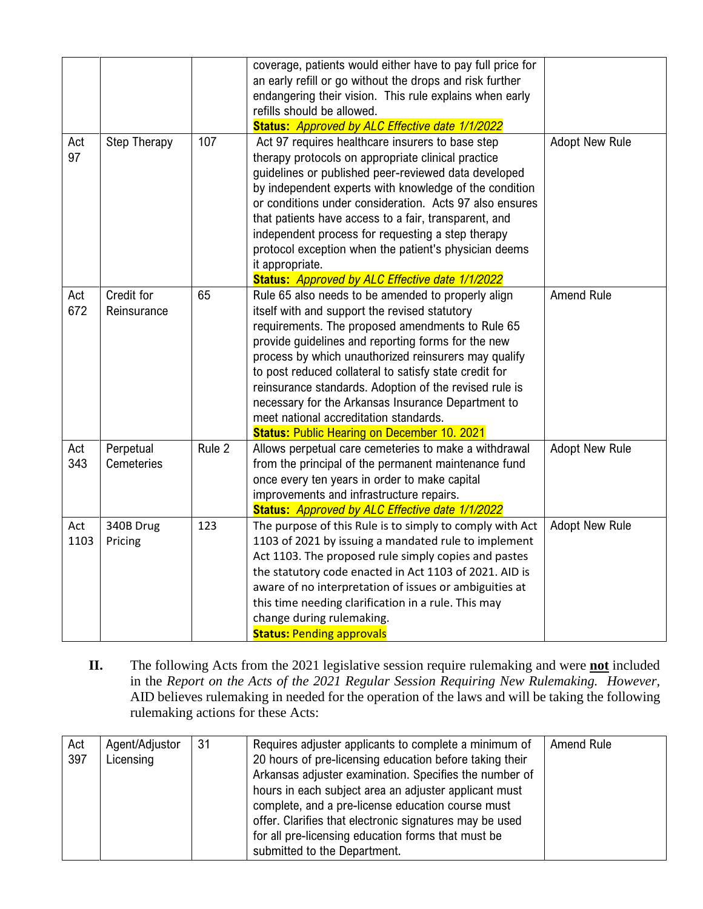| | | | | |
|---|---|---|---|---|
| | | | coverage, patients would either have to pay full price for an early refill or go without the drops and risk further endangering their vision. This rule explains when early refills should be allowed.<br>**Status:** *Approved by ALC Effective date 1/1/2022* | |
| Act 97 | Step Therapy | 107 | Act 97 requires healthcare insurers to base step therapy protocols on appropriate clinical practice guidelines or published peer-reviewed data developed by independent experts with knowledge of the condition or conditions under consideration. Acts 97 also ensures that patients have access to a fair, transparent, and independent process for requesting a step therapy protocol exception when the patient's physician deems it appropriate.<br>**Status:** *Approved by ALC Effective date 1/1/2022* | Adopt New Rule |
| Act 672 | Credit for Reinsurance | 65 | Rule 65 also needs to be amended to properly align itself with and support the revised statutory requirements. The proposed amendments to Rule 65 provide guidelines and reporting forms for the new process by which unauthorized reinsurers may qualify to post reduced collateral to satisfy state credit for reinsurance standards. Adoption of the revised rule is necessary for the Arkansas Insurance Department to meet national accreditation standards.<br>**Status:** Public Hearing on December 10. 2021 | Amend Rule |
| Act 343 | Perpetual Cemeteries | Rule 2 | Allows perpetual care cemeteries to make a withdrawal from the principal of the permanent maintenance fund once every ten years in order to make capital improvements and infrastructure repairs.<br>**Status:** *Approved by ALC Effective date 1/1/2022* | Adopt New Rule |
| Act 1103 | 340B Drug Pricing | 123 | The purpose of this Rule is to simply to comply with Act 1103 of 2021 by issuing a mandated rule to implement Act 1103. The proposed rule simply copies and pastes the statutory code enacted in Act 1103 of 2021. AID is aware of no interpretation of issues or ambiguities at this time needing clarification in a rule. This may change during rulemaking.<br>**Status:** Pending approvals | Adopt New Rule |

**II.** The following Acts from the 2021 legislative session require rulemaking and were **not** included in the *Report on the Acts of the 2021 Regular Session Requiring New Rulemaking. However*, AID believes rulemaking in needed for the operation of the laws and will be taking the following rulemaking actions for these Acts:

| | | | | |
|---|---|---|---|---|
| Act 397 | Agent/Adjustor Licensing | 31 | Requires adjuster applicants to complete a minimum of 20 hours of pre-licensing education before taking their Arkansas adjuster examination. Specifies the number of hours in each subject area an adjuster applicant must complete, and a pre-license education course must offer. Clarifies that electronic signatures may be used for all pre-licensing education forms that must be submitted to the Department. | Amend Rule |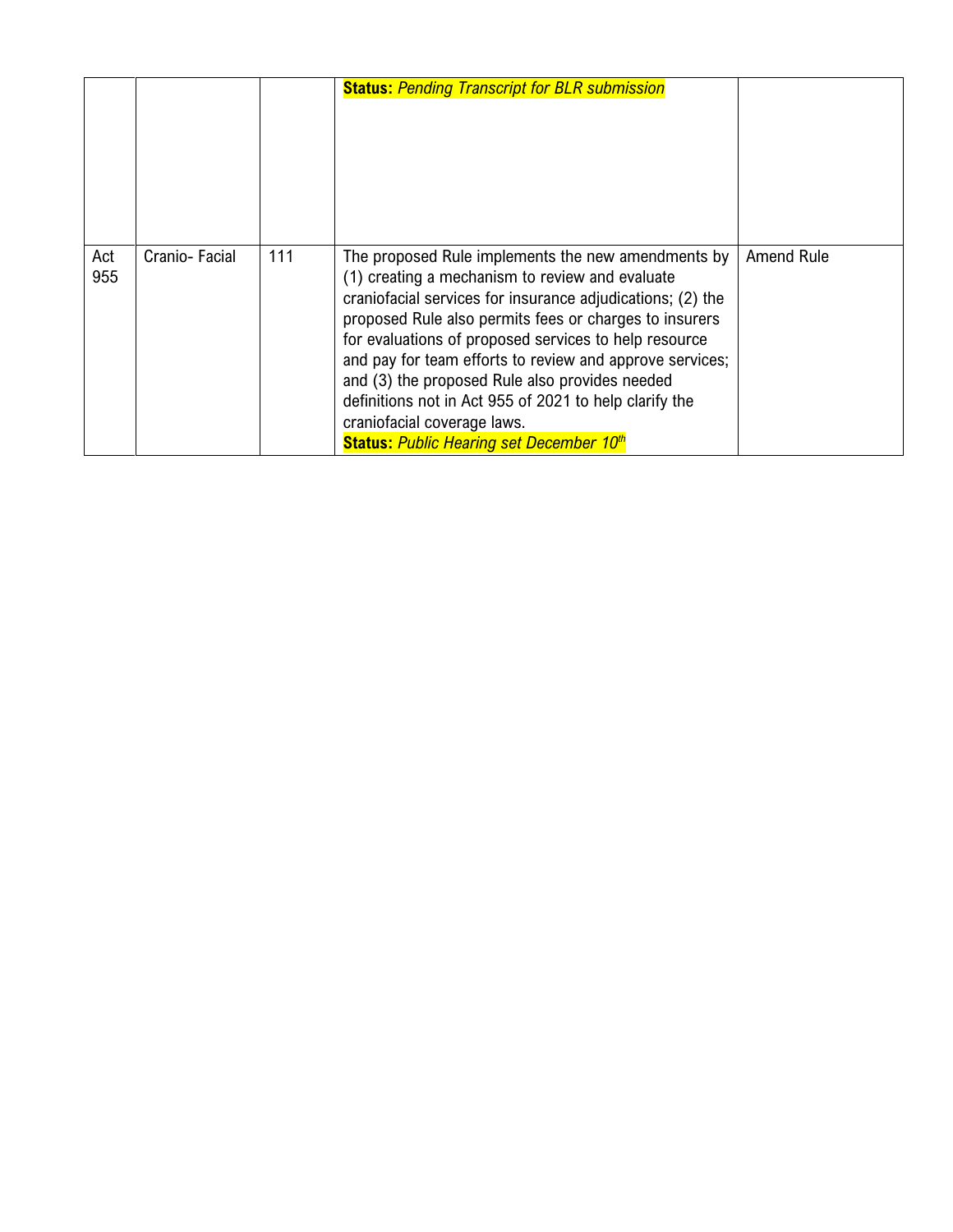| | | | | |
|---|---|---|---|---|
| | | | **Status:** *Pending Transcript for BLR submission* | |
| Act 955 | Cranio- Facial | 111 | The proposed Rule implements the new amendments by (1) creating a mechanism to review and evaluate craniofacial services for insurance adjudications; (2) the proposed Rule also permits fees or charges to insurers for evaluations of proposed services to help resource and pay for team efforts to review and approve services; and (3) the proposed Rule also provides needed definitions not in Act 955 of 2021 to help clarify the craniofacial coverage laws. **Status:** *Public Hearing set December 10th* | Amend Rule |